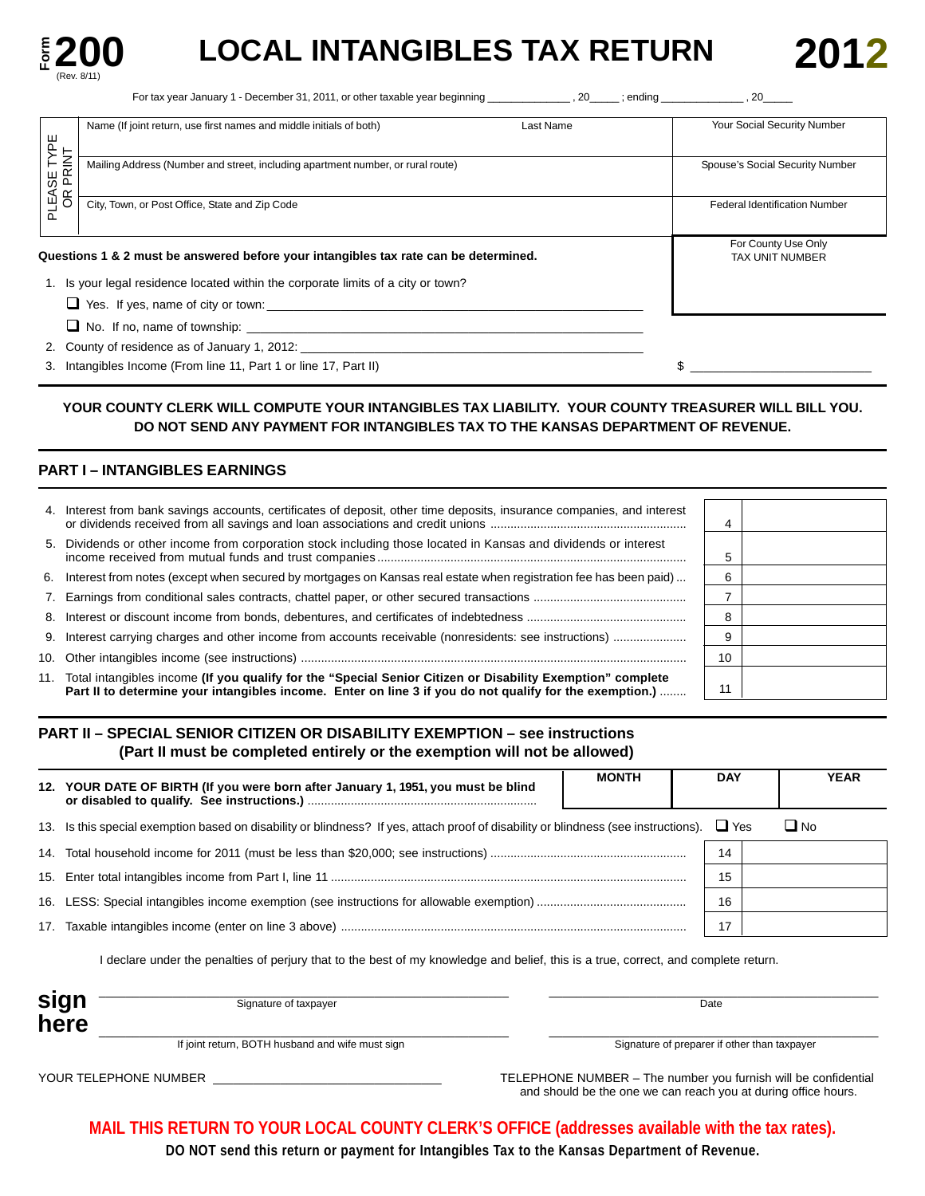# Form 200 (Rev. 8/11) — LOCAL INTANGIBLES TAX RETURN — 2012

For tax year January 1 - December 31, 2011, or other taxable year beginning ______________ , 20_____ ; ending ______________ , 20_____

| PLEASE TYPE OR PRINT | | |
|---|---|---|
| Name (If joint return, use first names and middle initials of both) | Last Name | Your Social Security Number |
| Mailing Address (Number and street, including apartment number, or rural route) | | Spouse's Social Security Number |
| City, Town, or Post Office, State and Zip Code | | Federal Identification Number |

For County Use Only
TAX UNIT NUMBER

**Questions 1 & 2 must be answered before your intangibles tax rate can be determined.**

1. Is your legal residence located within the corporate limits of a city or town?
   - ☐ Yes. If yes, name of city or town: ______________________________
   - ☐ No. If no, name of township: ______________________________
2. County of residence as of January 1, 2012: ______________________________
3. Intangibles Income (From line 11, Part 1 or line 17, Part II) $ ______________

**YOUR COUNTY CLERK WILL COMPUTE YOUR INTANGIBLES TAX LIABILITY. YOUR COUNTY TREASURER WILL BILL YOU. DO NOT SEND ANY PAYMENT FOR INTANGIBLES TAX TO THE KANSAS DEPARTMENT OF REVENUE.**

## PART I – INTANGIBLES EARNINGS

| Line | Description | No. | Amount |
|---|---|---|---|
| 4. | Interest from bank savings accounts, certificates of deposit, other time deposits, insurance companies, and interest or dividends received from all savings and loan associations and credit unions | 4 | |
| 5. | Dividends or other income from corporation stock including those located in Kansas and dividends or interest income received from mutual funds and trust companies | 5 | |
| 6. | Interest from notes (except when secured by mortgages on Kansas real estate when registration fee has been paid) | 6 | |
| 7. | Earnings from conditional sales contracts, chattel paper, or other secured transactions | 7 | |
| 8. | Interest or discount income from bonds, debentures, and certificates of indebtedness | 8 | |
| 9. | Interest carrying charges and other income from accounts receivable (nonresidents: see instructions) | 9 | |
| 10. | Other intangibles income (see instructions) | 10 | |
| 11. | Total intangibles income **(If you qualify for the "Special Senior Citizen or Disability Exemption" complete Part II to determine your intangibles income. Enter on line 3 if you do not qualify for the exemption.)** | 11 | |

## PART II – SPECIAL SENIOR CITIZEN OR DISABILITY EXEMPTION – see instructions

**(Part II must be completed entirely or the exemption will not be allowed)**

| | MONTH | DAY | YEAR |
|---|---|---|---|
| **12. YOUR DATE OF BIRTH (If you were born after January 1, 1951, you must be blind or disabled to qualify. See instructions.)** | | | |

13. Is this special exemption based on disability or blindness? If yes, attach proof of disability or blindness (see instructions). ☐ Yes ☐ No

| Line | Description | No. | Amount |
|---|---|---|---|
| 14. | Total household income for 2011 (must be less than $20,000; see instructions) | 14 | |
| 15. | Enter total intangibles income from Part I, line 11 | 15 | |
| 16. | LESS: Special intangibles income exemption (see instructions for allowable exemption) | 16 | |
| 17. | Taxable intangibles income (enter on line 3 above) | 17 | |

I declare under the penalties of perjury that to the best of my knowledge and belief, this is a true, correct, and complete return.

**sign here**

______________________________ Signature of taxpayer ______________________________ Date

______________________________ If joint return, BOTH husband and wife must sign ______________________________ Signature of preparer if other than taxpayer

YOUR TELEPHONE NUMBER ______________________________

TELEPHONE NUMBER – The number you furnish will be confidential and should be the one we can reach you at during office hours.

**MAIL THIS RETURN TO YOUR LOCAL COUNTY CLERK'S OFFICE (addresses available with the tax rates).**

**DO NOT send this return or payment for Intangibles Tax to the Kansas Department of Revenue.**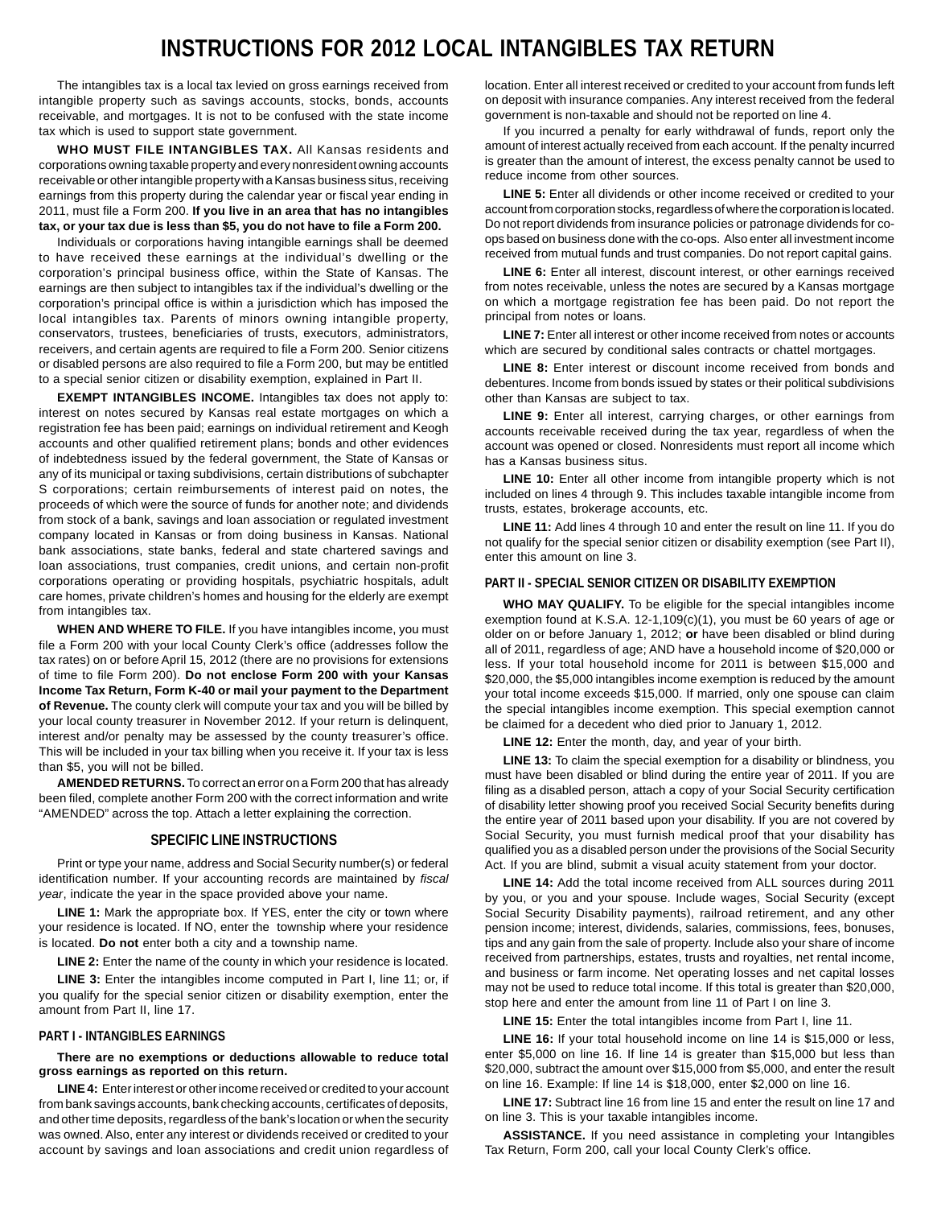# INSTRUCTIONS FOR 2012 LOCAL INTANGIBLES TAX RETURN

The intangibles tax is a local tax levied on gross earnings received from intangible property such as savings accounts, stocks, bonds, accounts receivable, and mortgages. It is not to be confused with the state income tax which is used to support state government.

**WHO MUST FILE INTANGIBLES TAX.** All Kansas residents and corporations owning taxable property and every nonresident owning accounts receivable or other intangible property with a Kansas business situs, receiving earnings from this property during the calendar year or fiscal year ending in 2011, must file a Form 200. **If you live in an area that has no intangibles tax, or your tax due is less than $5, you do not have to file a Form 200.**

Individuals or corporations having intangible earnings shall be deemed to have received these earnings at the individual's dwelling or the corporation's principal business office, within the State of Kansas. The earnings are then subject to intangibles tax if the individual's dwelling or the corporation's principal office is within a jurisdiction which has imposed the local intangibles tax. Parents of minors owning intangible property, conservators, trustees, beneficiaries of trusts, executors, administrators, receivers, and certain agents are required to file a Form 200. Senior citizens or disabled persons are also required to file a Form 200, but may be entitled to a special senior citizen or disability exemption, explained in Part II.

**EXEMPT INTANGIBLES INCOME.** Intangibles tax does not apply to: interest on notes secured by Kansas real estate mortgages on which a registration fee has been paid; earnings on individual retirement and Keogh accounts and other qualified retirement plans; bonds and other evidences of indebtedness issued by the federal government, the State of Kansas or any of its municipal or taxing subdivisions, certain distributions of subchapter S corporations; certain reimbursements of interest paid on notes, the proceeds of which were the source of funds for another note; and dividends from stock of a bank, savings and loan association or regulated investment company located in Kansas or from doing business in Kansas. National bank associations, state banks, federal and state chartered savings and loan associations, trust companies, credit unions, and certain non-profit corporations operating or providing hospitals, psychiatric hospitals, adult care homes, private children's homes and housing for the elderly are exempt from intangibles tax.

**WHEN AND WHERE TO FILE.** If you have intangibles income, you must file a Form 200 with your local County Clerk's office (addresses follow the tax rates) on or before April 15, 2012 (there are no provisions for extensions of time to file Form 200). **Do not enclose Form 200 with your Kansas Income Tax Return, Form K-40 or mail your payment to the Department of Revenue.** The county clerk will compute your tax and you will be billed by your local county treasurer in November 2012. If your return is delinquent, interest and/or penalty may be assessed by the county treasurer's office. This will be included in your tax billing when you receive it. If your tax is less than $5, you will not be billed.

**AMENDED RETURNS.** To correct an error on a Form 200 that has already been filed, complete another Form 200 with the correct information and write "AMENDED" across the top. Attach a letter explaining the correction.

## SPECIFIC LINE INSTRUCTIONS

Print or type your name, address and Social Security number(s) or federal identification number. If your accounting records are maintained by *fiscal year*, indicate the year in the space provided above your name.

**LINE 1:** Mark the appropriate box. If YES, enter the city or town where your residence is located. If NO, enter the township where your residence is located. **Do not** enter both a city and a township name.

**LINE 2:** Enter the name of the county in which your residence is located.

**LINE 3:** Enter the intangibles income computed in Part I, line 11; or, if you qualify for the special senior citizen or disability exemption, enter the amount from Part II, line 17.

### PART I - INTANGIBLES EARNINGS

**There are no exemptions or deductions allowable to reduce total gross earnings as reported on this return.**

**LINE 4:** Enter interest or other income received or credited to your account from bank savings accounts, bank checking accounts, certificates of deposits, and other time deposits, regardless of the bank's location or when the security was owned. Also, enter any interest or dividends received or credited to your account by savings and loan associations and credit union regardless of location. Enter all interest received or credited to your account from funds left on deposit with insurance companies. Any interest received from the federal government is non-taxable and should not be reported on line 4.

If you incurred a penalty for early withdrawal of funds, report only the amount of interest actually received from each account. If the penalty incurred is greater than the amount of interest, the excess penalty cannot be used to reduce income from other sources.

**LINE 5:** Enter all dividends or other income received or credited to your account from corporation stocks, regardless of where the corporation is located. Do not report dividends from insurance policies or patronage dividends for co-ops based on business done with the co-ops. Also enter all investment income received from mutual funds and trust companies. Do not report capital gains.

**LINE 6:** Enter all interest, discount interest, or other earnings received from notes receivable, unless the notes are secured by a Kansas mortgage on which a mortgage registration fee has been paid. Do not report the principal from notes or loans.

**LINE 7:** Enter all interest or other income received from notes or accounts which are secured by conditional sales contracts or chattel mortgages.

**LINE 8:** Enter interest or discount income received from bonds and debentures. Income from bonds issued by states or their political subdivisions other than Kansas are subject to tax.

**LINE 9:** Enter all interest, carrying charges, or other earnings from accounts receivable received during the tax year, regardless of when the account was opened or closed. Nonresidents must report all income which has a Kansas business situs.

**LINE 10:** Enter all other income from intangible property which is not included on lines 4 through 9. This includes taxable intangible income from trusts, estates, brokerage accounts, etc.

**LINE 11:** Add lines 4 through 10 and enter the result on line 11. If you do not qualify for the special senior citizen or disability exemption (see Part II), enter this amount on line 3.

### PART II - SPECIAL SENIOR CITIZEN OR DISABILITY EXEMPTION

**WHO MAY QUALIFY.** To be eligible for the special intangibles income exemption found at K.S.A. 12-1,109(c)(1), you must be 60 years of age or older on or before January 1, 2012; **or** have been disabled or blind during all of 2011, regardless of age; AND have a household income of $20,000 or less. If your total household income for 2011 is between $15,000 and $20,000, the $5,000 intangibles income exemption is reduced by the amount your total income exceeds $15,000. If married, only one spouse can claim the special intangibles income exemption. This special exemption cannot be claimed for a decedent who died prior to January 1, 2012.

**LINE 12:** Enter the month, day, and year of your birth.

**LINE 13:** To claim the special exemption for a disability or blindness, you must have been disabled or blind during the entire year of 2011. If you are filing as a disabled person, attach a copy of your Social Security certification of disability letter showing proof you received Social Security benefits during the entire year of 2011 based upon your disability. If you are not covered by Social Security, you must furnish medical proof that your disability has qualified you as a disabled person under the provisions of the Social Security Act. If you are blind, submit a visual acuity statement from your doctor.

**LINE 14:** Add the total income received from ALL sources during 2011 by you, or you and your spouse. Include wages, Social Security (except Social Security Disability payments), railroad retirement, and any other pension income; interest, dividends, salaries, commissions, fees, bonuses, tips and any gain from the sale of property. Include also your share of income received from partnerships, estates, trusts and royalties, net rental income, and business or farm income. Net operating losses and net capital losses may not be used to reduce total income. If this total is greater than $20,000, stop here and enter the amount from line 11 of Part I on line 3.

**LINE 15:** Enter the total intangibles income from Part I, line 11.

**LINE 16:** If your total household income on line 14 is $15,000 or less, enter $5,000 on line 16. If line 14 is greater than $15,000 but less than $20,000, subtract the amount over $15,000 from $5,000, and enter the result on line 16. Example: If line 14 is $18,000, enter $2,000 on line 16.

**LINE 17:** Subtract line 16 from line 15 and enter the result on line 17 and on line 3. This is your taxable intangibles income.

**ASSISTANCE.** If you need assistance in completing your Intangibles Tax Return, Form 200, call your local County Clerk's office.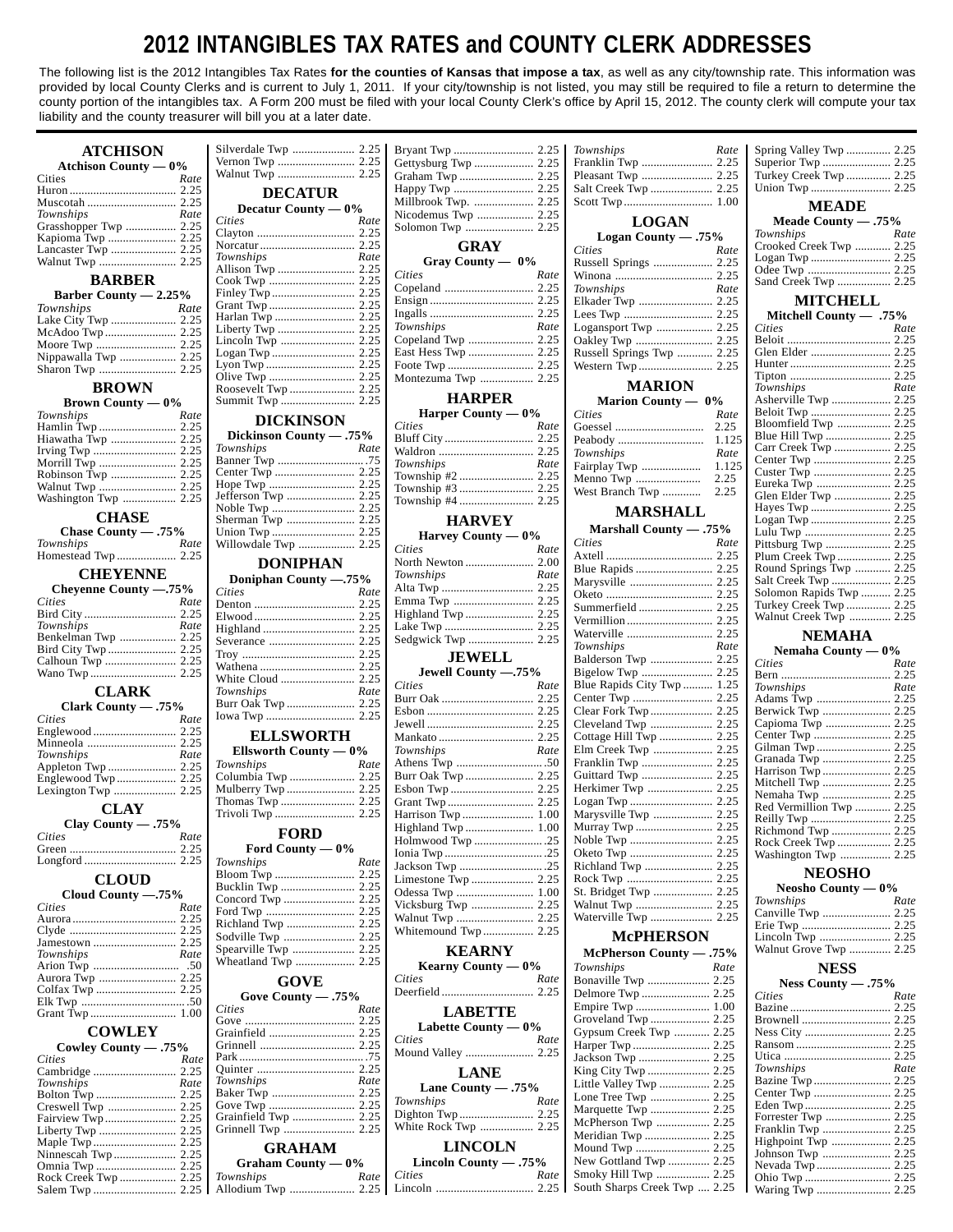# 2012 INTANGIBLES TAX RATES and COUNTY CLERK ADDRESSES

The following list is the 2012 Intangibles Tax Rates **for the counties of Kansas that impose a tax**, as well as any city/township rate. This information was provided by local County Clerks and is current to July 1, 2011. If your city/township is not listed, you may still be required to file a return to determine the county portion of the intangibles tax. A Form 200 must be filed with your local County Clerk's office by April 15, 2012. The county clerk will compute your tax liability and the county treasurer will bill you at a later date.

## ATCHISON

**Atchison County — 0%**

| Cities | Rate |
|---|---|
| Huron | 2.25 |
| Muscotah | 2.25 |
| *Townships* | *Rate* |
| Grasshopper Twp | 2.25 |
| Kapioma Twp | 2.25 |
| Lancaster Twp | 2.25 |
| Walnut Twp | 2.25 |

## BARBER

**Barber County — 2.25%**

| Townships | Rate |
|---|---|
| Lake City Twp | 2.25 |
| McAdoo Twp | 2.25 |
| Moore Twp | 2.25 |
| Nippawalla Twp | 2.25 |
| Sharon Twp | 2.25 |

## BROWN

**Brown County — 0%**

| Townships | Rate |
|---|---|
| Hamlin Twp | 2.25 |
| Hiawatha Twp | 2.25 |
| Irving Twp | 2.25 |
| Morrill Twp | 2.25 |
| Robinson Twp | 2.25 |
| Walnut Twp | 2.25 |
| Washington Twp | 2.25 |

## CHASE

**Chase County — .75%**

| Townships | Rate |
|---|---|
| Homestead Twp | 2.25 |

## CHEYENNE

**Cheyenne County —.75%**

| Cities | Rate |
|---|---|
| Bird City | 2.25 |
| *Townships* | *Rate* |
| Benkelman Twp | 2.25 |
| Bird City Twp | 2.25 |
| Calhoun Twp | 2.25 |
| Wano Twp | 2.25 |

## CLARK

**Clark County — .75%**

| Cities | Rate |
|---|---|
| Englewood | 2.25 |
| Minneola | 2.25 |
| *Townships* | *Rate* |
| Appleton Twp | 2.25 |
| Englewood Twp | 2.25 |
| Lexington Twp | 2.25 |

## CLAY

**Clay County — .75%**

| Cities | Rate |
|---|---|
| Green | 2.25 |
| Longford | 2.25 |

## CLOUD

**Cloud County —.75%**

| Cities | Rate |
|---|---|
| Aurora | 2.25 |
| Clyde | 2.25 |
| Jamestown | 2.25 |
| *Townships* | *Rate* |
| Arion Twp | .50 |
| Aurora Twp | 2.25 |
| Colfax Twp | 2.25 |
| Elk Twp | .50 |
| Grant Twp | 1.00 |

## COWLEY

**Cowley County — .75%**

| Cities | Rate |
|---|---|
| Cambridge | 2.25 |
| *Townships* | *Rate* |
| Bolton Twp | 2.25 |
| Creswell Twp | 2.25 |
| Fairview Twp | 2.25 |
| Liberty Twp | 2.25 |
| Maple Twp | 2.25 |
| Ninnescah Twp | 2.25 |
| Omnia Twp | 2.25 |
| Rock Creek Twp | 2.25 |
| Salem Twp | 2.25 |
| Silverdale Twp | 2.25 |
| Vernon Twp | 2.25 |
| Walnut Twp | 2.25 |

## DECATUR

**Decatur County — 0%**

| Cities | Rate |
|---|---|
| Clayton | 2.25 |
| Norcatur | 2.25 |
| *Townships* | *Rate* |
| Allison Twp | 2.25 |
| Cook Twp | 2.25 |
| Finley Twp | 2.25 |
| Grant Twp | 2.25 |
| Harlan Twp | 2.25 |
| Liberty Twp | 2.25 |
| Lincoln Twp | 2.25 |
| Logan Twp | 2.25 |
| Lyon Twp | 2.25 |
| Olive Twp | 2.25 |
| Roosevelt Twp | 2.25 |
| Summit Twp | 2.25 |

## DICKINSON

**Dickinson County — .75%**

| Townships | Rate |
|---|---|
| Banner Twp | .75 |
| Center Twp | 2.25 |
| Hope Twp | 2.25 |
| Jefferson Twp | 2.25 |
| Noble Twp | 2.25 |
| Sherman Twp | 2.25 |
| Union Twp | 2.25 |
| Willowdale Twp | 2.25 |

## DONIPHAN

**Doniphan County —.75%**

| Cities | Rate |
|---|---|
| Denton | 2.25 |
| Elwood | 2.25 |
| Highland | 2.25 |
| Severance | 2.25 |
| Troy | 2.25 |
| Wathena | 2.25 |
| White Cloud | 2.25 |
| *Townships* | *Rate* |
| Burr Oak Twp | 2.25 |
| Iowa Twp | 2.25 |

## ELLSWORTH

**Ellsworth County — 0%**

| Townships | Rate |
|---|---|
| Columbia Twp | 2.25 |
| Mulberry Twp | 2.25 |
| Thomas Twp | 2.25 |
| Trivoli Twp | 2.25 |

## FORD

**Ford County — 0%**

| Townships | Rate |
|---|---|
| Bloom Twp | 2.25 |
| Bucklin Twp | 2.25 |
| Concord Twp | 2.25 |
| Ford Twp | 2.25 |
| Richland Twp | 2.25 |
| Sodville Twp | 2.25 |
| Spearville Twp | 2.25 |
| Wheatland Twp | 2.25 |

## GOVE

**Gove County — .75%**

| Cities | Rate |
|---|---|
| Gove | 2.25 |
| Grainfield | 2.25 |
| Grinnell | 2.25 |
| Park | .75 |
| Quinter | 2.25 |
| *Townships* | *Rate* |
| Baker Twp | 2.25 |
| Gove Twp | 2.25 |
| Grainfield Twp | 2.25 |
| Grinnell Twp | 2.25 |

## GRAHAM

**Graham County — 0%**

| Townships | Rate |
|---|---|
| Allodium Twp | 2.25 |
| Bryant Twp | 2.25 |
| Gettysburg Twp | 2.25 |
| Graham Twp | 2.25 |
| Happy Twp | 2.25 |
| Millbrook Twp. | 2.25 |
| Nicodemus Twp | 2.25 |
| Solomon Twp | 2.25 |

## GRAY

**Gray County — 0%**

| Cities | Rate |
|---|---|
| Copeland | 2.25 |
| Ensign | 2.25 |
| Ingalls | 2.25 |
| *Townships* | *Rate* |
| Copeland Twp | 2.25 |
| East Hess Twp | 2.25 |
| Foote Twp | 2.25 |
| Montezuma Twp | 2.25 |

## HARPER

**Harper County — 0%**

| Cities | Rate |
|---|---|
| Bluff City | 2.25 |
| Waldron | 2.25 |
| *Townships* | *Rate* |
| Township #2 | 2.25 |
| Township #3 | 2.25 |
| Township #4 | 2.25 |

## HARVEY

**Harvey County — 0%**

| Cities | Rate |
|---|---|
| North Newton | 2.00 |
| *Townships* | *Rate* |
| Alta Twp | 2.25 |
| Emma Twp | 2.25 |
| Highland Twp | 2.25 |
| Lake Twp | 2.25 |
| Sedgwick Twp | 2.25 |

## JEWELL

**Jewell County —.75%**

| Cities | Rate |
|---|---|
| Burr Oak | 2.25 |
| Esbon | 2.25 |
| Jewell | 2.25 |
| Mankato | 2.25 |
| *Townships* | *Rate* |
| Athens Twp | .50 |
| Burr Oak Twp | 2.25 |
| Esbon Twp | 2.25 |
| Grant Twp | 2.25 |
| Harrison Twp | 1.00 |
| Highland Twp | 1.00 |
| Holmwood Twp | .25 |
| Ionia Twp | .25 |
| Jackson Twp | .25 |
| Limestone Twp | 2.25 |
| Odessa Twp | 1.00 |
| Vicksburg Twp | 2.25 |
| Walnut Twp | 2.25 |
| Whitemound Twp | 2.25 |

## KEARNY

**Kearny County — 0%**

| Cities | Rate |
|---|---|
| Deerfield | 2.25 |

## LABETTE

**Labette County — 0%**

| Cities | Rate |
|---|---|
| Mound Valley | 2.25 |

## LANE

**Lane County — .75%**

| Townships | Rate |
|---|---|
| Dighton Twp | 2.25 |
| White Rock Twp | 2.25 |

## LINCOLN

**Lincoln County — .75%**

| Cities | Rate |
|---|---|
| Lincoln | 2.25 |
| *Townships* | *Rate* |
| Franklin Twp | 2.25 |
| Pleasant Twp | 2.25 |
| Salt Creek Twp | 2.25 |
| Scott Twp | 1.00 |

## LOGAN

**Logan County — .75%**

| Cities | Rate |
|---|---|
| Russell Springs | 2.25 |
| Winona | 2.25 |
| *Townships* | *Rate* |
| Elkader Twp | 2.25 |
| Lees Twp | 2.25 |
| Logansport Twp | 2.25 |
| Oakley Twp | 2.25 |
| Russell Springs Twp | 2.25 |
| Western Twp | 2.25 |

## MARION

**Marion County — 0%**

| Cities | Rate |
|---|---|
| Goessel | 2.25 |
| Peabody | 1.125 |
| *Townships* | *Rate* |
| Fairplay Twp | 1.125 |
| Menno Twp | 2.25 |
| West Branch Twp | 2.25 |

## MARSHALL

**Marshall County — .75%**

| Cities | Rate |
|---|---|
| Axtell | 2.25 |
| Blue Rapids | 2.25 |
| Marysville | 2.25 |
| Oketo | 2.25 |
| Summerfield | 2.25 |
| Vermillion | 2.25 |
| Waterville | 2.25 |
| *Townships* | *Rate* |
| Balderson Twp | 2.25 |
| Bigelow Twp | 2.25 |
| Blue Rapids City Twp | 1.25 |
| Center Twp | 2.25 |
| Clear Fork Twp | 2.25 |
| Cleveland Twp | 2.25 |
| Cottage Hill Twp | 2.25 |
| Elm Creek Twp | 2.25 |
| Franklin Twp | 2.25 |
| Guittard Twp | 2.25 |
| Herkimer Twp | 2.25 |
| Logan Twp | 2.25 |
| Marysville Twp | 2.25 |
| Murray Twp | 2.25 |
| Noble Twp | 2.25 |
| Oketo Twp | 2.25 |
| Richland Twp | 2.25 |
| Rock Twp | 2.25 |
| St. Bridget Twp | 2.25 |
| Walnut Twp | 2.25 |
| Waterville Twp | 2.25 |

## McPHERSON

**McPherson County — .75%**

| Townships | Rate |
|---|---|
| Bonaville Twp | 2.25 |
| Delmore Twp | 2.25 |
| Empire Twp | 1.00 |
| Groveland Twp | 2.25 |
| Gypsum Creek Twp | 2.25 |
| Harper Twp | 2.25 |
| Jackson Twp | 2.25 |
| King City Twp | 2.25 |
| Little Valley Twp | 2.25 |
| Lone Tree Twp | 2.25 |
| Marquette Twp | 2.25 |
| McPherson Twp | 2.25 |
| Meridian Twp | 2.25 |
| Mound Twp | 2.25 |
| New Gottland Twp | 2.25 |
| Smoky Hill Twp | 2.25 |
| South Sharps Creek Twp | 2.25 |
| Spring Valley Twp | 2.25 |
| Superior Twp | 2.25 |
| Turkey Creek Twp | 2.25 |
| Union Twp | 2.25 |

## MEADE

**Meade County — .75%**

| Townships | Rate |
|---|---|
| Crooked Creek Twp | 2.25 |
| Logan Twp | 2.25 |
| Odee Twp | 2.25 |
| Sand Creek Twp | 2.25 |

## MITCHELL

**Mitchell County — .75%**

| Cities | Rate |
|---|---|
| Beloit | 2.25 |
| Glen Elder | 2.25 |
| Hunter | 2.25 |
| Tipton | 2.25 |
| *Townships* | *Rate* |
| Asherville Twp | 2.25 |
| Beloit Twp | 2.25 |
| Bloomfield Twp | 2.25 |
| Blue Hill Twp | 2.25 |
| Carr Creek Twp | 2.25 |
| Center Twp | 2.25 |
| Custer Twp | 2.25 |
| Eureka Twp | 2.25 |
| Glen Elder Twp | 2.25 |
| Hayes Twp | 2.25 |
| Logan Twp | 2.25 |
| Lulu Twp | 2.25 |
| Pittsburg Twp | 2.25 |
| Plum Creek Twp | 2.25 |
| Round Springs Twp | 2.25 |
| Salt Creek Twp | 2.25 |
| Solomon Rapids Twp | 2.25 |
| Turkey Creek Twp | 2.25 |
| Walnut Creek Twp | 2.25 |

## NEMAHA

**Nemaha County — 0%**

| Cities | Rate |
|---|---|
| Bern | 2.25 |
| *Townships* | *Rate* |
| Adams Twp | 2.25 |
| Berwick Twp | 2.25 |
| Capioma Twp | 2.25 |
| Center Twp | 2.25 |
| Gilman Twp | 2.25 |
| Granada Twp | 2.25 |
| Harrison Twp | 2.25 |
| Mitchell Twp | 2.25 |
| Nemaha Twp | 2.25 |
| Red Vermillion Twp | 2.25 |
| Reilly Twp | 2.25 |
| Richmond Twp | 2.25 |
| Rock Creek Twp | 2.25 |
| Washington Twp | 2.25 |

## NEOSHO

**Neosho County — 0%**

| Townships | Rate |
|---|---|
| Canville Twp | 2.25 |
| Erie Twp | 2.25 |
| Lincoln Twp | 2.25 |
| Walnut Grove Twp | 2.25 |

## NESS

**Ness County — .75%**

| Cities | Rate |
|---|---|
| Bazine | 2.25 |
| Brownell | 2.25 |
| Ness City | 2.25 |
| Ransom | 2.25 |
| Utica | 2.25 |
| *Townships* | *Rate* |
| Bazine Twp | 2.25 |
| Center Twp | 2.25 |
| Eden Twp | 2.25 |
| Forrester Twp | 2.25 |
| Franklin Twp | 2.25 |
| Highpoint Twp | 2.25 |
| Johnson Twp | 2.25 |
| Nevada Twp | 2.25 |
| Ohio Twp | 2.25 |
| Waring Twp | 2.25 |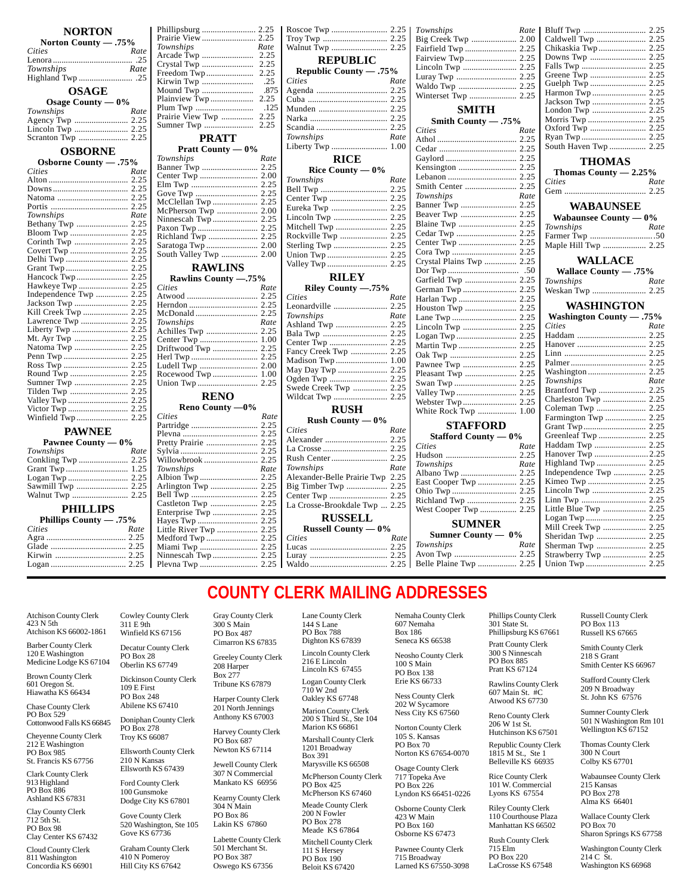## NORTON

**Norton County — .75%**

| *Cities* | *Rate* |
|---|---|
| Lenora | .25 |
| *Townships* | *Rate* |
| Highland Twp | .25 |

## OSAGE

**Osage County — 0%**

| *Townships* | *Rate* |
|---|---|
| Agency Twp | 2.25 |
| Lincoln Twp | 2.25 |
| Scranton Twp | 2.25 |

## OSBORNE

**Osborne County — .75%**

| *Cities* | *Rate* |
|---|---|
| Alton | 2.25 |
| Downs | 2.25 |
| Natoma | 2.25 |
| Portis | 2.25 |
| *Townships* | *Rate* |
| Bethany Twp | 2.25 |
| Bloom Twp | 2.25 |
| Corinth Twp | 2.25 |
| Covert Twp | 2.25 |
| Delhi Twp | 2.25 |
| Grant Twp | 2.25 |
| Hancock Twp | 2.25 |
| Hawkeye Twp | 2.25 |
| Independence Twp | 2.25 |
| Jackson Twp | 2.25 |
| Kill Creek Twp | 2.25 |
| Lawrence Twp | 2.25 |
| Liberty Twp | 2.25 |
| Mt. Ayr Twp | 2.25 |
| Natoma Twp | 2.25 |
| Penn Twp | 2.25 |
| Ross Twp | 2.25 |
| Round Twp | 2.25 |
| Sumner Twp | 2.25 |
| Tilden Twp | 2.25 |
| Valley Twp | 2.25 |
| Victor Twp | 2.25 |
| Winfield Twp | 2.25 |

## PAWNEE

**Pawnee County — 0%**

| *Townships* | *Rate* |
|---|---|
| Conkling Twp | 2.25 |
| Grant Twp | 1.25 |
| Logan Twp | 2.25 |
| Sawmill Twp | 2.25 |
| Walnut Twp | 2.25 |

## PHILLIPS

**Phillips County — .75%**

| *Cities* | *Rate* |
|---|---|
| Agra | 2.25 |
| Glade | 2.25 |
| Kirwin | 2.25 |
| Logan | 2.25 |
| Phillipsburg | 2.25 |
| Prairie View | 2.25 |
| *Townships* | *Rate* |
| Arcade Twp | 2.25 |
| Crystal Twp | 2.25 |
| Freedom Twp | 2.25 |
| Kirwin Twp | .25 |
| Mound Twp | .875 |
| Plainview Twp | 2.25 |
| Plum Twp | .125 |
| Prairie View Twp | 2.25 |
| Sumner Twp | 2.25 |

## PRATT

**Pratt County — 0%**

| *Townships* | *Rate* |
|---|---|
| Banner Twp | 2.25 |
| Center Twp | 2.00 |
| Elm Twp | 2.25 |
| Gove Twp | 2.25 |
| McClellan Twp | 2.25 |
| McPherson Twp | 2.00 |
| Ninnescah Twp | 2.25 |
| Paxon Twp | 2.25 |
| Richland Twp | 2.25 |
| Saratoga Twp | 2.00 |
| South Valley Twp | 2.00 |

## RAWLINS

**Rawlins County —.75%**

| *Cities* | *Rate* |
|---|---|
| Atwood | 2.25 |
| Herndon | 2.25 |
| McDonald | 2.25 |
| *Townships* | *Rate* |
| Achilles Twp | 2.25 |
| Center Twp | 1.00 |
| Driftwood Twp | 2.25 |
| Herl Twp | 2.25 |
| Ludell Twp | 2.00 |
| Rocewood Twp | 1.00 |
| Union Twp | 2.25 |

## RENO

**Reno County —0%**

| *Cities* | *Rate* |
|---|---|
| Partridge | 2.25 |
| Plevna | 2.25 |
| Pretty Prairie | 2.25 |
| Sylvia | 2.25 |
| Willowbrook | 2.25 |
| *Townships* | *Rate* |
| Albion Twp | 2.25 |
| Arlington Twp | 2.25 |
| Bell Twp | 2.25 |
| Castleton Twp | 2.25 |
| Enterprise Twp | 2.25 |
| Hayes Twp | 2.25 |
| Little River Twp | 2.25 |
| Medford Twp | 2.25 |
| Miami Twp | 2.25 |
| Ninnescah Twp | 2.25 |
| Plevna Twp | 2.25 |
| Roscoe Twp | 2.25 |
| Troy Twp | 2.25 |
| Walnut Twp | 2.25 |

## REPUBLIC

**Republic County — .75%**

| *Cities* | *Rate* |
|---|---|
| Agenda | 2.25 |
| Cuba | 2.25 |
| Munden | 2.25 |
| Narka | 2.25 |
| Scandia | 2.25 |
| *Townships* | *Rate* |
| Liberty Twp | 1.00 |

## RICE

**Rice County — 0%**

| *Townships* | *Rate* |
|---|---|
| Bell Twp | 2.25 |
| Center Twp | 2.25 |
| Eureka Twp | 2.25 |
| Lincoln Twp | 2.25 |
| Mitchell Twp | 2.25 |
| Rockville Twp | 2.25 |
| Sterling Twp | 2.25 |
| Union Twp | 2.25 |
| Valley Twp | 2.25 |

## RILEY

**Riley County —.75%**

| *Cities* | *Rate* |
|---|---|
| Leonardville | 2.25 |
| *Townships* | *Rate* |
| Ashland Twp | 2.25 |
| Bala Twp | 2.25 |
| Center Twp | 2.25 |
| Fancy Creek Twp | 2.25 |
| Madison Twp | 1.00 |
| May Day Twp | 2.25 |
| Ogden Twp | 2.25 |
| Swede Creek Twp | 2.25 |
| Wildcat Twp | 2.25 |

## RUSH

**Rush County — 0%**

| *Cities* | *Rate* |
|---|---|
| Alexander | 2.25 |
| La Crosse | 2.25 |
| Rush Center | 2.25 |
| *Townships* | *Rate* |
| Alexander-Belle Prairie Twp | 2.25 |
| Big Timber Twp | 2.25 |
| Center Twp | 2.25 |
| La Crosse-Brookdale Twp | 2.25 |

## RUSSELL

**Russell County — 0%**

| *Cities* | *Rate* |
|---|---|
| Lucas | 2.25 |
| Luray | 2.25 |
| Waldo | 2.25 |
| *Townships* | *Rate* |
| Big Creek Twp | 2.00 |
| Fairfield Twp | 2.25 |
| Fairview Twp | 2.25 |
| Lincoln Twp | 2.25 |
| Luray Twp | 2.25 |
| Waldo Twp | 2.25 |
| Winterset Twp | 2.25 |

## SMITH

**Smith County — .75%**

| *Cities* | *Rate* |
|---|---|
| Athol | 2.25 |
| Cedar | 2.25 |
| Gaylord | 2.25 |
| Kensington | 2.25 |
| Lebanon | 2.25 |
| Smith Center | 2.25 |
| *Townships* | *Rate* |
| Banner Twp | 2.25 |
| Beaver Twp | 2.25 |
| Blaine Twp | 2.25 |
| Cedar Twp | 2.25 |
| Center Twp | 2.25 |
| Cora Twp | 2.25 |
| Crystal Plains Twp | 2.25 |
| Dor Twp | .50 |
| Garfield Twp | 2.25 |
| German Twp | 2.25 |
| Harlan Twp | 2.25 |
| Houston Twp | 2.25 |
| Lane Twp | 2.25 |
| Lincoln Twp | 2.25 |
| Logan Twp | 2.25 |
| Martin Twp | 2.25 |
| Oak Twp | 2.25 |
| Pawnee Twp | 2.25 |
| Pleasant Twp | 2.25 |
| Swan Twp | 2.25 |
| Valley Twp | 2.25 |
| Webster Twp | 2.25 |
| White Rock Twp | 1.00 |

## STAFFORD

**Stafford County — 0%**

| *Cities* | *Rate* |
|---|---|
| Hudson | 2.25 |
| *Townships* | *Rate* |
| Albano Twp | 2.25 |
| East Cooper Twp | 2.25 |
| Ohio Twp | 2.25 |
| Richland Twp | 2.25 |
| West Cooper Twp | 2.25 |

## SUMNER

**Sumner County — 0%**

| *Townships* | *Rate* |
|---|---|
| Avon Twp | 2.25 |
| Belle Plaine Twp | 2.25 |
| Bluff Twp | 2.25 |
| Caldwell Twp | 2.25 |
| Chikaskia Twp | 2.25 |
| Downs Twp | 2.25 |
| Falls Twp | 2.25 |
| Greene Twp | 2.25 |
| Guelph Twp | 2.25 |
| Harmon Twp | 2.25 |
| Jackson Twp | 2.25 |
| London Twp | 2.25 |
| Morris Twp | 2.25 |
| Oxford Twp | 2.25 |
| Ryan Twp | 2.25 |
| South Haven Twp | 2.25 |

## THOMAS

**Thomas County — 2.25%**

| *Cities* | *Rate* |
|---|---|
| Gem | 2.25 |

## WABAUNSEE

**Wabaunsee County — 0%**

| *Townships* | *Rate* |
|---|---|
| Farmer Twp | .50 |
| Maple Hill Twp | 2.25 |

## WALLACE

**Wallace County — .75%**

| *Townships* | *Rate* |
|---|---|
| Weskan Twp | 2.25 |

## WASHINGTON

**Washington County — .75%**

| *Cities* | *Rate* |
|---|---|
| Haddam | 2.25 |
| Hanover | 2.25 |
| Linn | 2.25 |
| Palmer | 2.25 |
| Washington | 2.25 |
| *Townships* | *Rate* |
| Brantford Twp | 2.25 |
| Charleston Twp | 2.25 |
| Coleman Twp | 2.25 |
| Farmington Twp | 2.25 |
| Grant Twp | 2.25 |
| Greenleaf Twp | 2.25 |
| Haddam Twp | 2.25 |
| Hanover Twp | 2.25 |
| Highland Twp | 2.25 |
| Independence Twp | 2.25 |
| Kimeo Twp | 2.25 |
| Lincoln Twp | 2.25 |
| Linn Twp | 2.25 |
| Little Blue Twp | 2.25 |
| Logan Twp | 2.25 |
| Mill Creek Twp | 2.25 |
| Sheridan Twp | 2.25 |
| Sherman Twp | 2.25 |
| Strawberry Twp | 2.25 |
| Union Twp | 2.25 |

# COUNTY CLERK MAILING ADDRESSES

Atchison County Clerk
423 N 5th
Atchison KS 66002-1861

Barber County Clerk
120 E Washington
Medicine Lodge KS 67104

Brown County Clerk
601 Oregon St.
Hiawatha KS 66434

Chase County Clerk
PO Box 529
Cottonwood Falls KS 66845

Cheyenne County Clerk
212 E Washington
PO Box 985
St. Francis KS 67756

Clark County Clerk
913 Highland
PO Box 886
Ashland KS 67831

Clay County Clerk
712 5th St.
PO Box 98
Clay Center KS 67432

Cloud County Clerk
811 Washington
Concordia KS 66901

Cowley County Clerk
311 E 9th
Winfield KS 67156

Decatur County Clerk
PO Box 28
Oberlin KS 67749

Dickinson County Clerk
109 E First
PO Box 248
Abilene KS 67410

Doniphan County Clerk
PO Box 278
Troy KS 66087

Ellsworth County Clerk
210 N Kansas
Ellsworth KS 67439

Ford County Clerk
100 Gunsmoke
Dodge City KS 67801

Gove County Clerk
520 Washington, Ste 105
Gove KS 67736

Graham County Clerk
410 N Pomeroy
Hill City KS 67642

Gray County Clerk
300 S Main
PO Box 487
Cimarron KS 67835

Greeley County Clerk
208 Harper
Box 277
Tribune KS 67879

Harper County Clerk
201 North Jennings
Anthony KS 67003

Harvey County Clerk
PO Box 687
Newton KS 67114

Jewell County Clerk
307 N Commercial
Mankato KS 66956

Kearny County Clerk
304 N Main
PO Box 86
Lakin KS 67860

Labette County Clerk
501 Merchant St.
PO Box 387
Oswego KS 67356

Lane County Clerk
144 S Lane
PO Box 788
Dighton KS 67839

Lincoln County Clerk
216 E Lincoln
Lincoln KS 67455

Logan County Clerk
710 W 2nd
Oakley KS 67748

Marion County Clerk
200 S Third St., Ste 104
Marion KS 66861

Marshall County Clerk
1201 Broadway
Box 391
Marysville KS 66508

McPherson County Clerk
PO Box 425
McPherson KS 67460

Meade County Clerk
200 N Fowler
PO Box 278
Meade KS 67864

Mitchell County Clerk
111 S Hersey
PO Box 190
Beloit KS 67420

Nemaha County Clerk
607 Nemaha
Box 186
Seneca KS 66538

Neosho County Clerk
100 S Main
PO Box 138
Erie KS 66733

Ness County Clerk
202 W Sycamore
Ness City KS 67560

Norton County Clerk
105 S. Kansas
PO Box 70
Norton KS 67654-0070

Osage County Clerk
717 Topeka Ave
PO Box 226
Lyndon KS 66451-0226

Osborne County Clerk
423 W Main
PO Box 160
Osborne KS 67473

Pawnee County Clerk
715 Broadway
Larned KS 67550-3098

Phillips County Clerk
301 State St.
Phillipsburg KS 67661

Pratt County Clerk
300 S Ninnescah
PO Box 885
Pratt KS 67124

Rawlins County Clerk
607 Main St. #C
Atwood KS 67730

Reno County Clerk
206 W 1st St.
Hutchinson KS 67501

Republic County Clerk
1815 M St., Ste 1
Belleville KS 66935

Rice County Clerk
101 W. Commercial
Lyons KS 67554

Riley County Clerk
110 Courthouse Plaza
Manhattan KS 66502

Rush County Clerk
715 Elm
PO Box 220
LaCrosse KS 67548

Russell County Clerk
PO Box 113
Russell KS 67665

Smith County Clerk
218 S Grant
Smith Center KS 66967

Stafford County Clerk
209 N Broadway
St. John KS 67576

Sumner County Clerk
501 N Washington Rm 101
Wellington KS 67152

Thomas County Clerk
300 N Court
Colby KS 67701

Wabaunsee County Clerk
215 Kansas
PO Box 278
Alma KS 66401

Wallace County Clerk
PO Box 70
Sharon Springs KS 67758

Washington County Clerk
214 C St.
Washington KS 66968